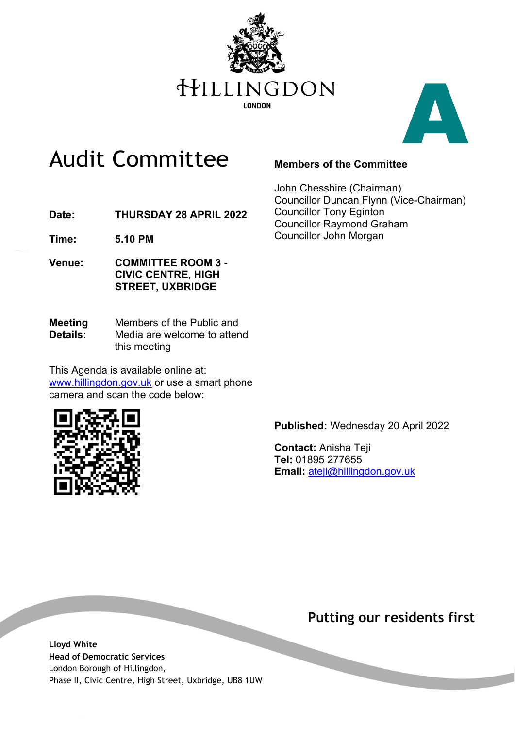HILLINGDON

LONDON

# Audit Committee

**Date:** THURSDAY 28 APRIL 2022

**Time:** 5.10 PM

**Venue:** COMMITTEE ROOM 3 - CIVIC CENTRE, HIGH STREET, UXBRIDGE

**Meeting Details:** Members of the Public and Media are welcome to attend this meeting

This Agenda is available online at: www.hillingdon.gov.uk or use a smart phone camera and scan the code below:

**Members of the Committee**

John Chesshire (Chairman)
Councillor Duncan Flynn (Vice-Chairman)
Councillor Tony Eginton
Councillor Raymond Graham
Councillor John Morgan

**Published:** Wednesday 20 April 2022

**Contact:** Anisha Teji
**Tel:** 01895 277655
**Email:** ateji@hillingdon.gov.uk

**Putting our residents first**

**Lloyd White**
**Head of Democratic Services**
London Borough of Hillingdon,
Phase II, Civic Centre, High Street, Uxbridge, UB8 1UW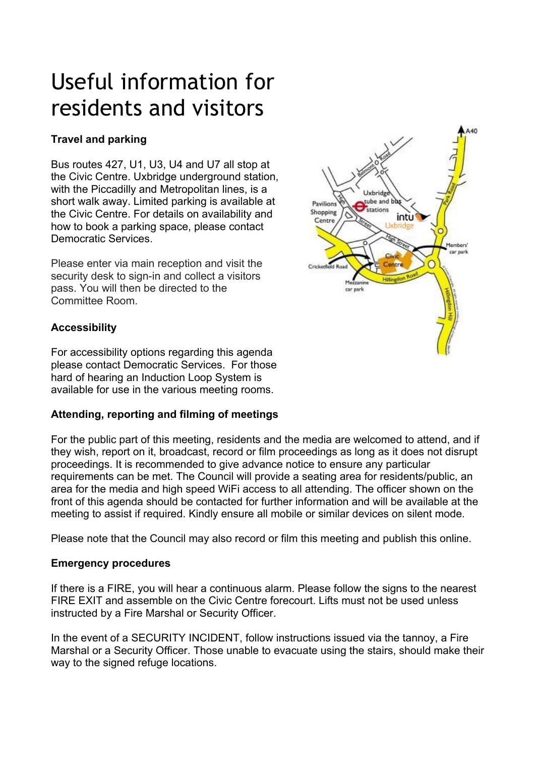# Useful information for residents and visitors

**Travel and parking**

Bus routes 427, U1, U3, U4 and U7 all stop at the Civic Centre. Uxbridge underground station, with the Piccadilly and Metropolitan lines, is a short walk away. Limited parking is available at the Civic Centre. For details on availability and how to book a parking space, please contact Democratic Services.

Please enter via main reception and visit the security desk to sign-in and collect a visitors pass. You will then be directed to the Committee Room.

**Accessibility**

For accessibility options regarding this agenda please contact Democratic Services. For those hard of hearing an Induction Loop System is available for use in the various meeting rooms.

**Attending, reporting and filming of meetings**

For the public part of this meeting, residents and the media are welcomed to attend, and if they wish, report on it, broadcast, record or film proceedings as long as it does not disrupt proceedings. It is recommended to give advance notice to ensure any particular requirements can be met. The Council will provide a seating area for residents/public, an area for the media and high speed WiFi access to all attending. The officer shown on the front of this agenda should be contacted for further information and will be available at the meeting to assist if required. Kindly ensure all mobile or similar devices on silent mode.

Please note that the Council may also record or film this meeting and publish this online.

**Emergency procedures**

If there is a FIRE, you will hear a continuous alarm. Please follow the signs to the nearest FIRE EXIT and assemble on the Civic Centre forecourt. Lifts must not be used unless instructed by a Fire Marshal or Security Officer.

In the event of a SECURITY INCIDENT, follow instructions issued via the tannoy, a Fire Marshal or a Security Officer. Those unable to evacuate using the stairs, should make their way to the signed refuge locations.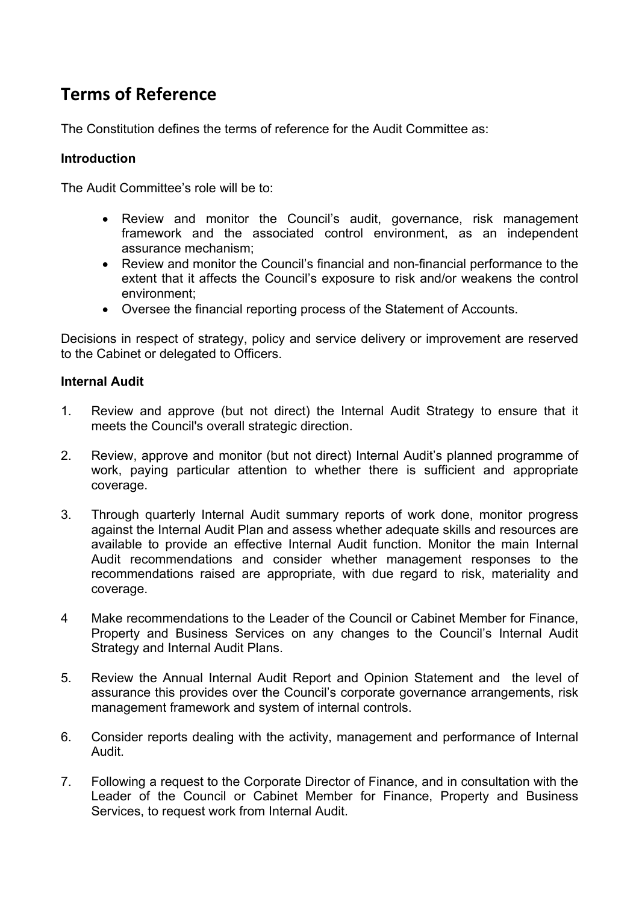## Terms of Reference

The Constitution defines the terms of reference for the Audit Committee as:

**Introduction**

The Audit Committee's role will be to:

- Review and monitor the Council's audit, governance, risk management framework and the associated control environment, as an independent assurance mechanism;
- Review and monitor the Council's financial and non-financial performance to the extent that it affects the Council's exposure to risk and/or weakens the control environment;
- Oversee the financial reporting process of the Statement of Accounts.

Decisions in respect of strategy, policy and service delivery or improvement are reserved to the Cabinet or delegated to Officers.

**Internal Audit**

1. Review and approve (but not direct) the Internal Audit Strategy to ensure that it meets the Council's overall strategic direction.

2. Review, approve and monitor (but not direct) Internal Audit's planned programme of work, paying particular attention to whether there is sufficient and appropriate coverage.

3. Through quarterly Internal Audit summary reports of work done, monitor progress against the Internal Audit Plan and assess whether adequate skills and resources are available to provide an effective Internal Audit function. Monitor the main Internal Audit recommendations and consider whether management responses to the recommendations raised are appropriate, with due regard to risk, materiality and coverage.

4. Make recommendations to the Leader of the Council or Cabinet Member for Finance, Property and Business Services on any changes to the Council's Internal Audit Strategy and Internal Audit Plans.

5. Review the Annual Internal Audit Report and Opinion Statement and the level of assurance this provides over the Council's corporate governance arrangements, risk management framework and system of internal controls.

6. Consider reports dealing with the activity, management and performance of Internal Audit.

7. Following a request to the Corporate Director of Finance, and in consultation with the Leader of the Council or Cabinet Member for Finance, Property and Business Services, to request work from Internal Audit.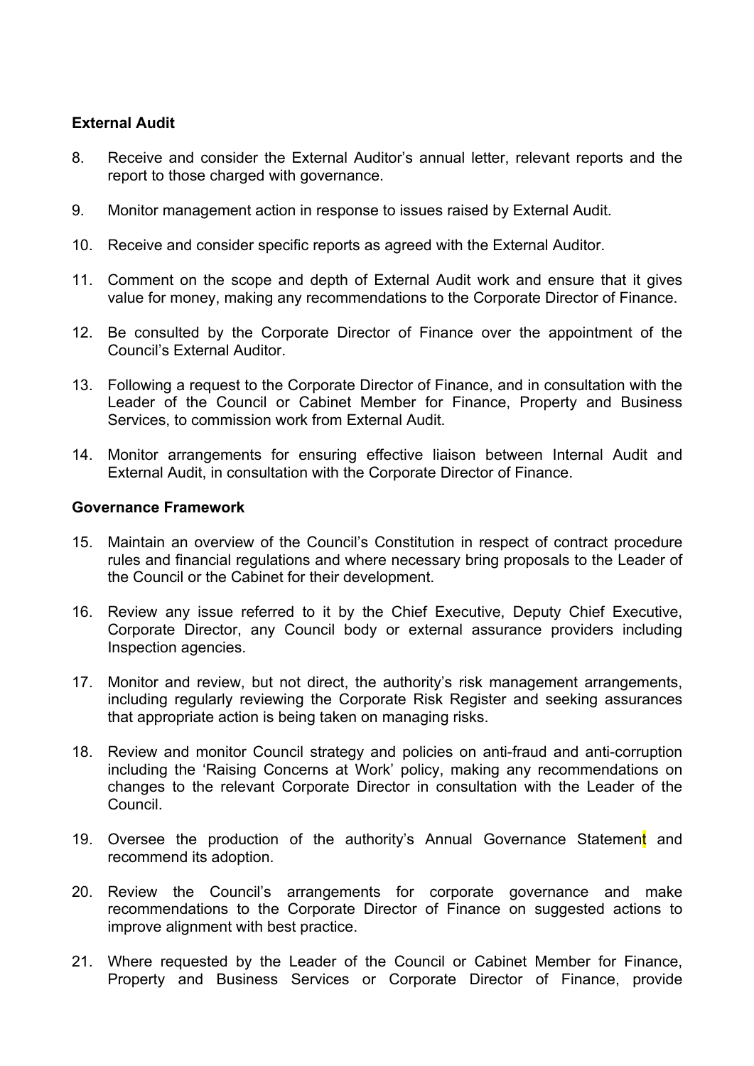**External Audit**

8. Receive and consider the External Auditor's annual letter, relevant reports and the report to those charged with governance.

9. Monitor management action in response to issues raised by External Audit.

10. Receive and consider specific reports as agreed with the External Auditor.

11. Comment on the scope and depth of External Audit work and ensure that it gives value for money, making any recommendations to the Corporate Director of Finance.

12. Be consulted by the Corporate Director of Finance over the appointment of the Council's External Auditor.

13. Following a request to the Corporate Director of Finance, and in consultation with the Leader of the Council or Cabinet Member for Finance, Property and Business Services, to commission work from External Audit.

14. Monitor arrangements for ensuring effective liaison between Internal Audit and External Audit, in consultation with the Corporate Director of Finance.

**Governance Framework**

15. Maintain an overview of the Council's Constitution in respect of contract procedure rules and financial regulations and where necessary bring proposals to the Leader of the Council or the Cabinet for their development.

16. Review any issue referred to it by the Chief Executive, Deputy Chief Executive, Corporate Director, any Council body or external assurance providers including Inspection agencies.

17. Monitor and review, but not direct, the authority's risk management arrangements, including regularly reviewing the Corporate Risk Register and seeking assurances that appropriate action is being taken on managing risks.

18. Review and monitor Council strategy and policies on anti-fraud and anti-corruption including the 'Raising Concerns at Work' policy, making any recommendations on changes to the relevant Corporate Director in consultation with the Leader of the Council.

19. Oversee the production of the authority's Annual Governance Statement and recommend its adoption.

20. Review the Council's arrangements for corporate governance and make recommendations to the Corporate Director of Finance on suggested actions to improve alignment with best practice.

21. Where requested by the Leader of the Council or Cabinet Member for Finance, Property and Business Services or Corporate Director of Finance, provide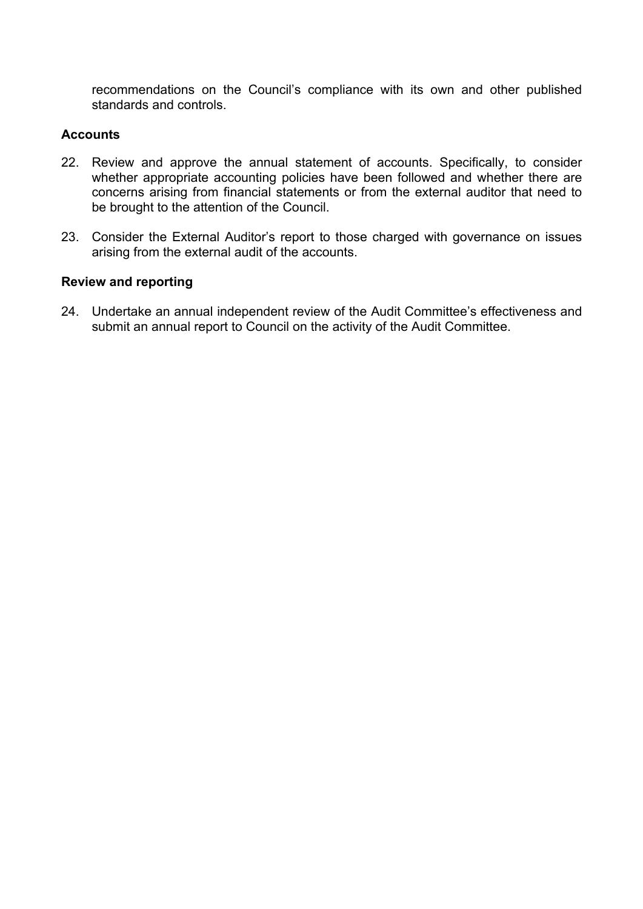recommendations on the Council's compliance with its own and other published standards and controls.

**Accounts**

22. Review and approve the annual statement of accounts. Specifically, to consider whether appropriate accounting policies have been followed and whether there are concerns arising from financial statements or from the external auditor that need to be brought to the attention of the Council.

23. Consider the External Auditor's report to those charged with governance on issues arising from the external audit of the accounts.

**Review and reporting**

24. Undertake an annual independent review of the Audit Committee's effectiveness and submit an annual report to Council on the activity of the Audit Committee.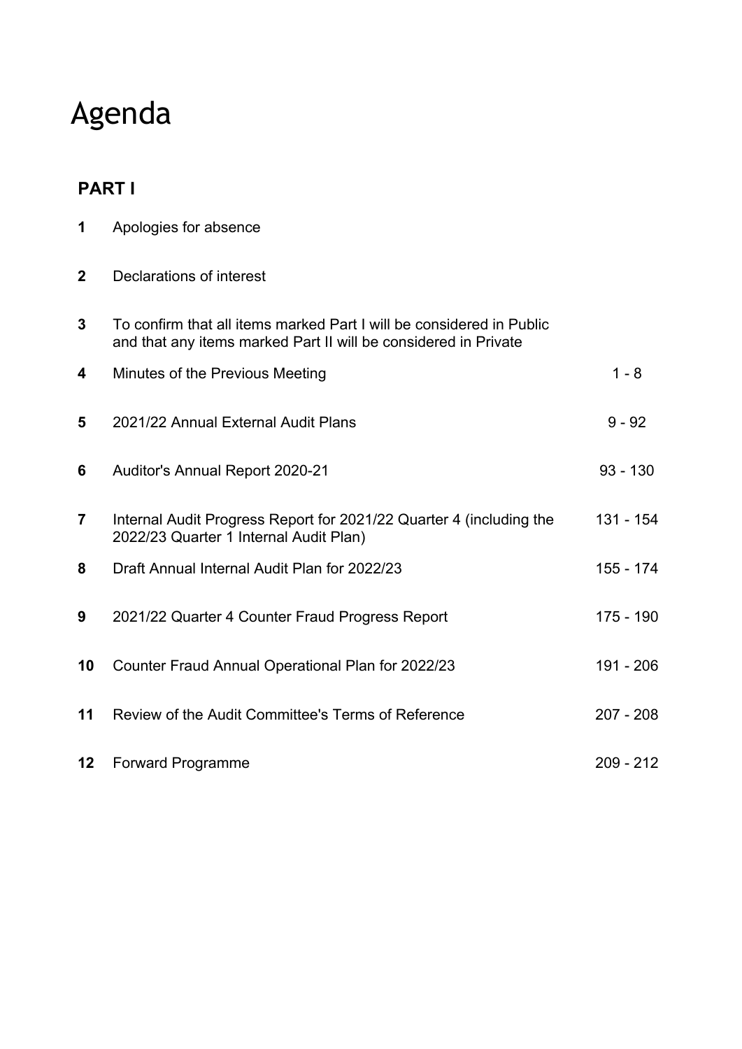# Agenda

## PART I

| | | |
|---|---|---|
| 1 | Apologies for absence | |
| 2 | Declarations of interest | |
| 3 | To confirm that all items marked Part I will be considered in Public and that any items marked Part II will be considered in Private | |
| 4 | Minutes of the Previous Meeting | 1 - 8 |
| 5 | 2021/22 Annual External Audit Plans | 9 - 92 |
| 6 | Auditor's Annual Report 2020-21 | 93 - 130 |
| 7 | Internal Audit Progress Report for 2021/22 Quarter 4 (including the 2022/23 Quarter 1 Internal Audit Plan) | 131 - 154 |
| 8 | Draft Annual Internal Audit Plan for 2022/23 | 155 - 174 |
| 9 | 2021/22 Quarter 4 Counter Fraud Progress Report | 175 - 190 |
| 10 | Counter Fraud Annual Operational Plan for 2022/23 | 191 - 206 |
| 11 | Review of the Audit Committee's Terms of Reference | 207 - 208 |
| 12 | Forward Programme | 209 - 212 |